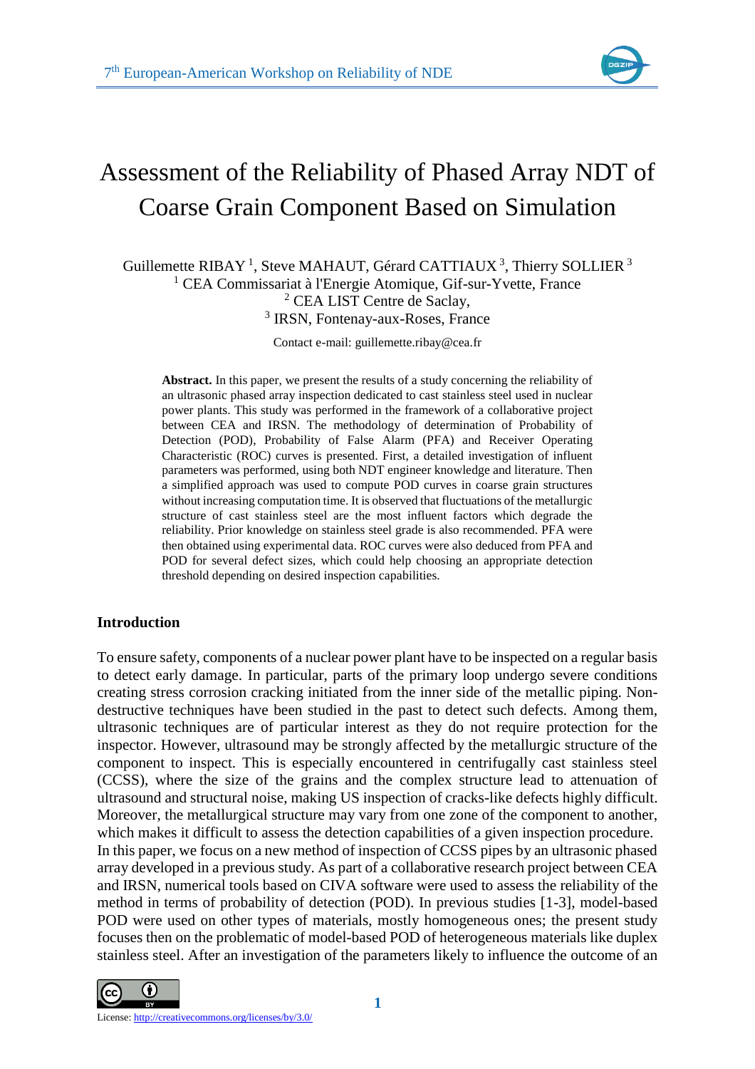# Assessment of the Reliability of Phased Array NDT of Coarse Grain Component Based on Simulation

Guillemette RIBAY [1], Steve MAHAUT, Gérard CATTIAUX [3], Thierry SOLLIER [3]

[1] CEA Commissariat à l'Energie Atomique, Gif-sur-Yvette, France

[2] CEA LIST Centre de Saclay,

[3] IRSN, Fontenay-aux-Roses, France

Contact e-mail: guillemette.ribay@cea.fr

**Abstract.** In this paper, we present the results of a study concerning the reliability of an ultrasonic phased array inspection dedicated to cast stainless steel used in nuclear power plants. This study was performed in the framework of a collaborative project between CEA and IRSN. The methodology of determination of Probability of Detection (POD), Probability of False Alarm (PFA) and Receiver Operating Characteristic (ROC) curves is presented. First, a detailed investigation of influent parameters was performed, using both NDT engineer knowledge and literature. Then a simplified approach was used to compute POD curves in coarse grain structures without increasing computation time. It is observed that fluctuations of the metallurgic structure of cast stainless steel are the most influent factors which degrade the reliability. Prior knowledge on stainless steel grade is also recommended. PFA were then obtained using experimental data. ROC curves were also deduced from PFA and POD for several defect sizes, which could help choosing an appropriate detection threshold depending on desired inspection capabilities.

## Introduction

To ensure safety, components of a nuclear power plant have to be inspected on a regular basis to detect early damage. In particular, parts of the primary loop undergo severe conditions creating stress corrosion cracking initiated from the inner side of the metallic piping. Non-destructive techniques have been studied in the past to detect such defects. Among them, ultrasonic techniques are of particular interest as they do not require protection for the inspector. However, ultrasound may be strongly affected by the metallurgic structure of the component to inspect. This is especially encountered in centrifugally cast stainless steel (CCSS), where the size of the grains and the complex structure lead to attenuation of ultrasound and structural noise, making US inspection of cracks-like defects highly difficult. Moreover, the metallurgical structure may vary from one zone of the component to another, which makes it difficult to assess the detection capabilities of a given inspection procedure.

In this paper, we focus on a new method of inspection of CCSS pipes by an ultrasonic phased array developed in a previous study. As part of a collaborative research project between CEA and IRSN, numerical tools based on CIVA software were used to assess the reliability of the method in terms of probability of detection (POD). In previous studies [1-3], model-based POD were used on other types of materials, mostly homogeneous ones; the present study focuses then on the problematic of model-based POD of heterogeneous materials like duplex stainless steel. After an investigation of the parameters likely to influence the outcome of an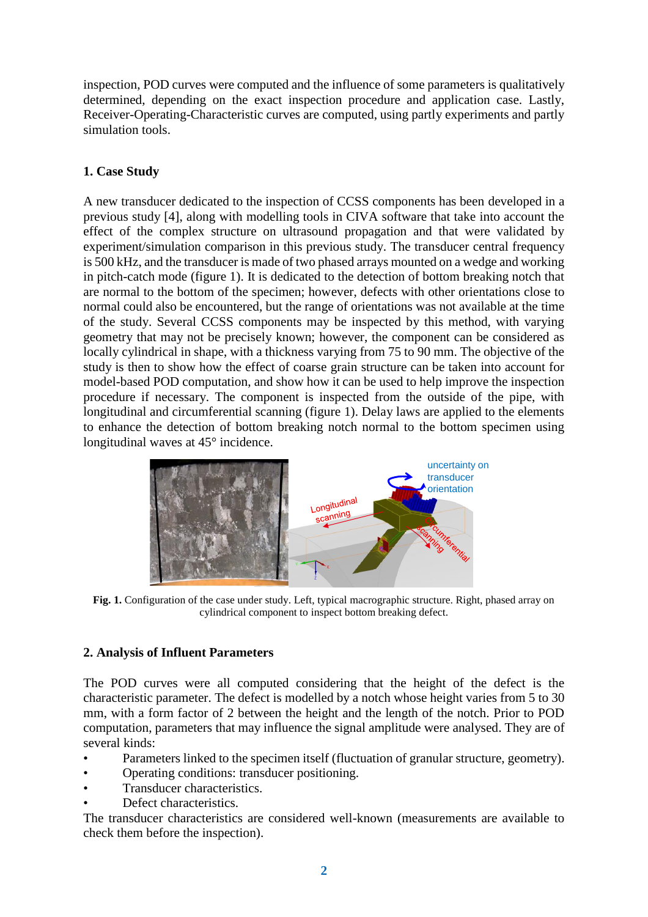inspection, POD curves were computed and the influence of some parameters is qualitatively determined, depending on the exact inspection procedure and application case. Lastly, Receiver-Operating-Characteristic curves are computed, using partly experiments and partly simulation tools.

## 1. Case Study

A new transducer dedicated to the inspection of CCSS components has been developed in a previous study [4], along with modelling tools in CIVA software that take into account the effect of the complex structure on ultrasound propagation and that were validated by experiment/simulation comparison in this previous study. The transducer central frequency is 500 kHz, and the transducer is made of two phased arrays mounted on a wedge and working in pitch-catch mode (figure 1). It is dedicated to the detection of bottom breaking notch that are normal to the bottom of the specimen; however, defects with other orientations close to normal could also be encountered, but the range of orientations was not available at the time of the study. Several CCSS components may be inspected by this method, with varying geometry that may not be precisely known; however, the component can be considered as locally cylindrical in shape, with a thickness varying from 75 to 90 mm. The objective of the study is then to show how the effect of coarse grain structure can be taken into account for model-based POD computation, and show how it can be used to help improve the inspection procedure if necessary. The component is inspected from the outside of the pipe, with longitudinal and circumferential scanning (figure 1). Delay laws are applied to the elements to enhance the detection of bottom breaking notch normal to the bottom specimen using longitudinal waves at 45° incidence.

**Fig. 1.** Configuration of the case under study. Left, typical macrographic structure. Right, phased array on cylindrical component to inspect bottom breaking defect.

## 2. Analysis of Influent Parameters

The POD curves were all computed considering that the height of the defect is the characteristic parameter. The defect is modelled by a notch whose height varies from 5 to 30 mm, with a form factor of 2 between the height and the length of the notch. Prior to POD computation, parameters that may influence the signal amplitude were analysed. They are of several kinds:

- Parameters linked to the specimen itself (fluctuation of granular structure, geometry).
- Operating conditions: transducer positioning.
- Transducer characteristics.
- Defect characteristics.

The transducer characteristics are considered well-known (measurements are available to check them before the inspection).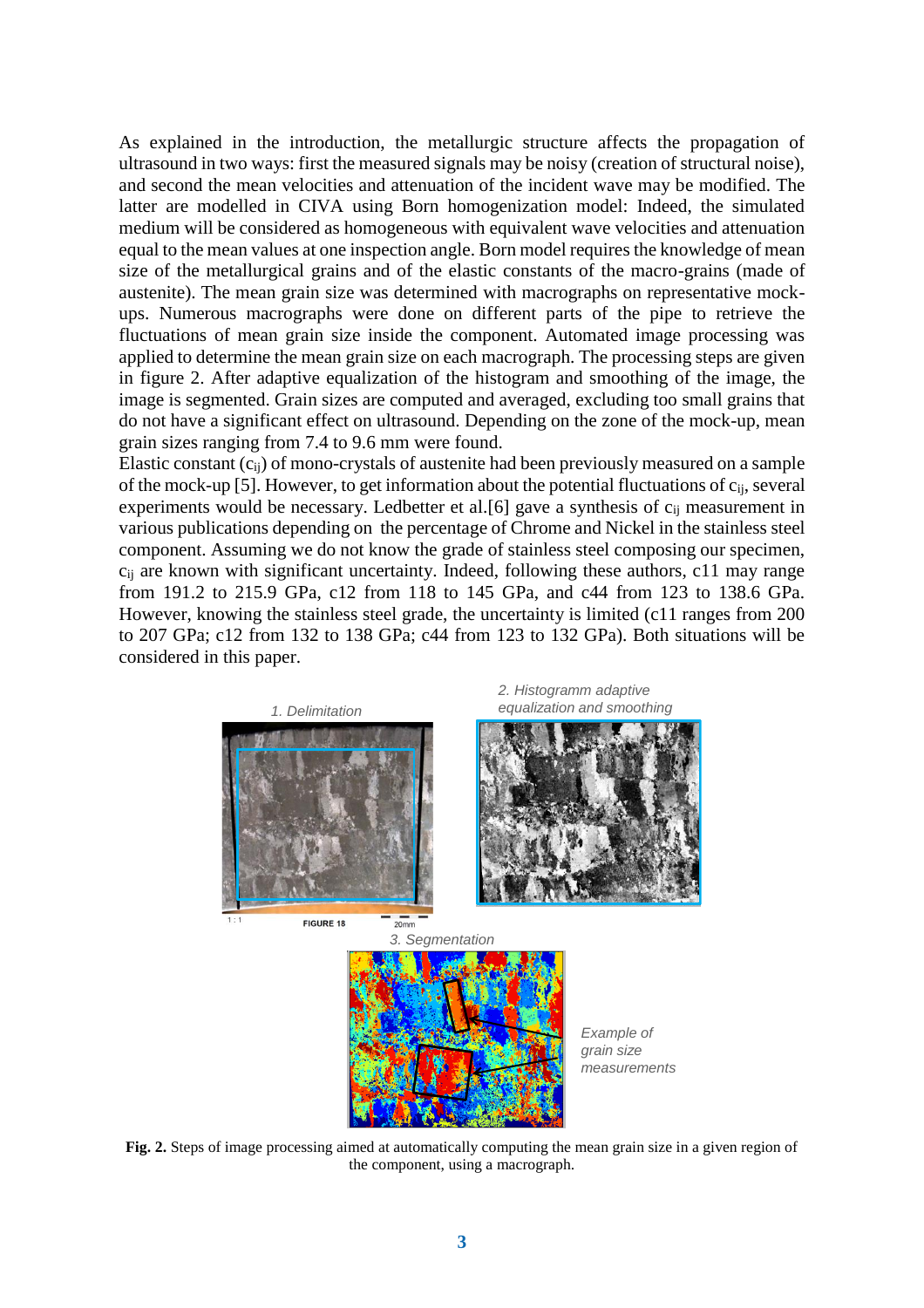As explained in the introduction, the metallurgic structure affects the propagation of ultrasound in two ways: first the measured signals may be noisy (creation of structural noise), and second the mean velocities and attenuation of the incident wave may be modified. The latter are modelled in CIVA using Born homogenization model: Indeed, the simulated medium will be considered as homogeneous with equivalent wave velocities and attenuation equal to the mean values at one inspection angle. Born model requires the knowledge of mean size of the metallurgical grains and of the elastic constants of the macro-grains (made of austenite). The mean grain size was determined with macrographs on representative mock-ups. Numerous macrographs were done on different parts of the pipe to retrieve the fluctuations of mean grain size inside the component. Automated image processing was applied to determine the mean grain size on each macrograph. The processing steps are given in figure 2. After adaptive equalization of the histogram and smoothing of the image, the image is segmented. Grain sizes are computed and averaged, excluding too small grains that do not have a significant effect on ultrasound. Depending on the zone of the mock-up, mean grain sizes ranging from 7.4 to 9.6 mm were found.

Elastic constant ($c_{ij}$) of mono-crystals of austenite had been previously measured on a sample of the mock-up [5]. However, to get information about the potential fluctuations of $c_{ij}$, several experiments would be necessary. Ledbetter et al.[6] gave a synthesis of $c_{ij}$ measurement in various publications depending on the percentage of Chrome and Nickel in the stainless steel component. Assuming we do not know the grade of stainless steel composing our specimen, $c_{ij}$ are known with significant uncertainty. Indeed, following these authors, c11 may range from 191.2 to 215.9 GPa, c12 from 118 to 145 GPa, and c44 from 123 to 138.6 GPa. However, knowing the stainless steel grade, the uncertainty is limited (c11 ranges from 200 to 207 GPa; c12 from 132 to 138 GPa; c44 from 123 to 132 GPa). Both situations will be considered in this paper.

1. Delimitation

2. Histogramm adaptive equalization and smoothing

3. Segmentation

Example of grain size measurements

**Fig. 2.** Steps of image processing aimed at automatically computing the mean grain size in a given region of the component, using a macrograph.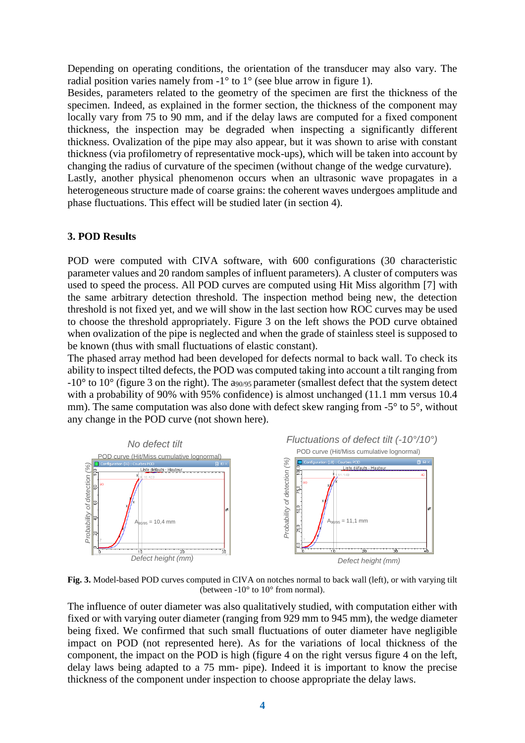Depending on operating conditions, the orientation of the transducer may also vary. The radial position varies namely from -1° to 1° (see blue arrow in figure 1).
Besides, parameters related to the geometry of the specimen are first the thickness of the specimen. Indeed, as explained in the former section, the thickness of the component may locally vary from 75 to 90 mm, and if the delay laws are computed for a fixed component thickness, the inspection may be degraded when inspecting a significantly different thickness. Ovalization of the pipe may also appear, but it was shown to arise with constant thickness (via profilometry of representative mock-ups), which will be taken into account by changing the radius of curvature of the specimen (without change of the wedge curvature).
Lastly, another physical phenomenon occurs when an ultrasonic wave propagates in a heterogeneous structure made of coarse grains: the coherent waves undergoes amplitude and phase fluctuations. This effect will be studied later (in section 4).

## 3. POD Results

POD were computed with CIVA software, with 600 configurations (30 characteristic parameter values and 20 random samples of influent parameters). A cluster of computers was used to speed the process. All POD curves are computed using Hit Miss algorithm [7] with the same arbitrary detection threshold. The inspection method being new, the detection threshold is not fixed yet, and we will show in the last section how ROC curves may be used to choose the threshold appropriately. Figure 3 on the left shows the POD curve obtained when ovalization of the pipe is neglected and when the grade of stainless steel is supposed to be known (thus with small fluctuations of elastic constant).
The phased array method had been developed for defects normal to back wall. To check its ability to inspect tilted defects, the POD was computed taking into account a tilt ranging from -10° to 10° (figure 3 on the right). The $a_{90/95}$ parameter (smallest defect that the system detect with a probability of 90% with 95% confidence) is almost unchanged (11.1 mm versus 10.4 mm). The same computation was also done with defect skew ranging from -5° to 5°, without any change in the POD curve (not shown here).

**Fig. 3.** Model-based POD curves computed in CIVA on notches normal to back wall (left), or with varying tilt (between -10° to 10° from normal).

The influence of outer diameter was also qualitatively studied, with computation either with fixed or with varying outer diameter (ranging from 929 mm to 945 mm), the wedge diameter being fixed. We confirmed that such small fluctuations of outer diameter have negligible impact on POD (not represented here). As for the variations of local thickness of the component, the impact on the POD is high (figure 4 on the right versus figure 4 on the left, delay laws being adapted to a 75 mm- pipe). Indeed it is important to know the precise thickness of the component under inspection to choose appropriate the delay laws.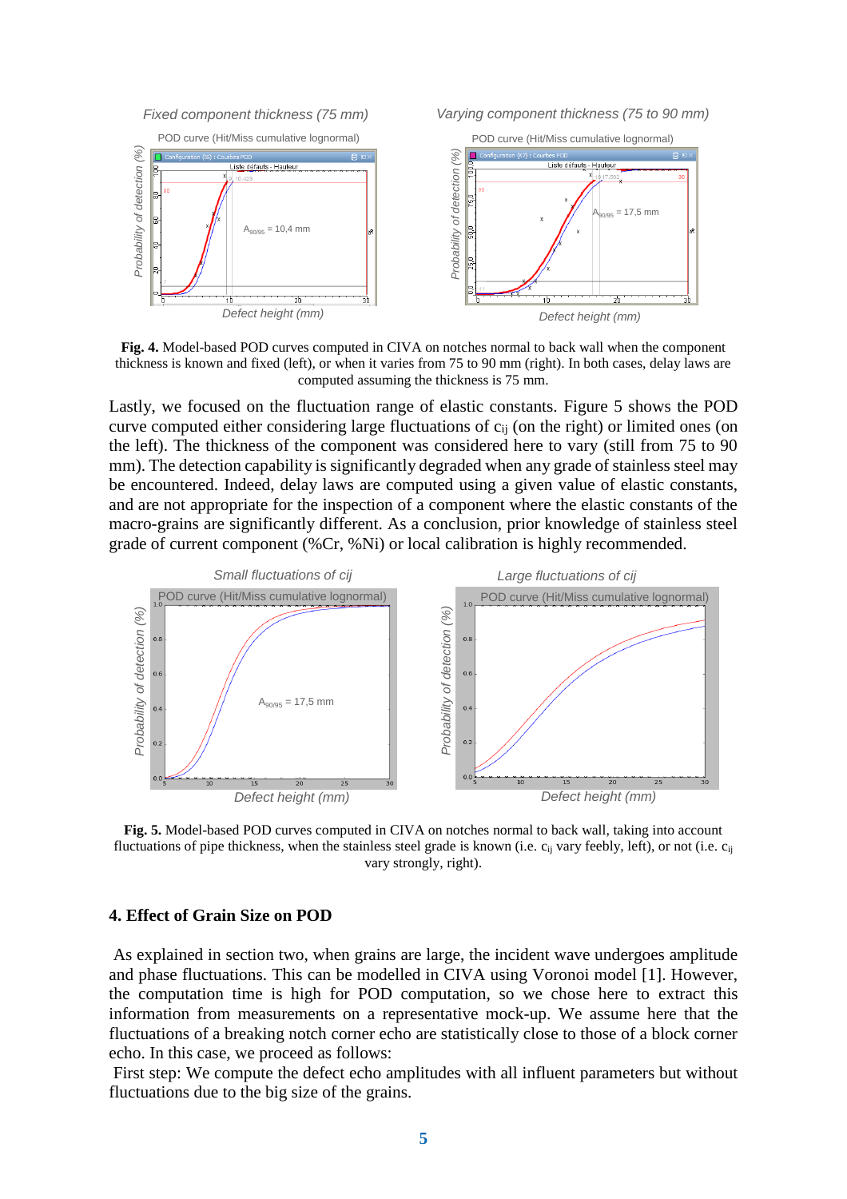**Fig. 4.** Model-based POD curves computed in CIVA on notches normal to back wall when the component thickness is known and fixed (left), or when it varies from 75 to 90 mm (right). In both cases, delay laws are computed assuming the thickness is 75 mm.

Lastly, we focused on the fluctuation range of elastic constants. Figure 5 shows the POD curve computed either considering large fluctuations of $c_{ij}$ (on the right) or limited ones (on the left). The thickness of the component was considered here to vary (still from 75 to 90 mm). The detection capability is significantly degraded when any grade of stainless steel may be encountered. Indeed, delay laws are computed using a given value of elastic constants, and are not appropriate for the inspection of a component where the elastic constants of the macro-grains are significantly different. As a conclusion, prior knowledge of stainless steel grade of current component (%Cr, %Ni) or local calibration is highly recommended.

**Fig. 5.** Model-based POD curves computed in CIVA on notches normal to back wall, taking into account fluctuations of pipe thickness, when the stainless steel grade is known (i.e. $c_{ij}$ vary feebly, left), or not (i.e. $c_{ij}$ vary strongly, right).

## 4. Effect of Grain Size on POD

As explained in section two, when grains are large, the incident wave undergoes amplitude and phase fluctuations. This can be modelled in CIVA using Voronoi model [1]. However, the computation time is high for POD computation, so we chose here to extract this information from measurements on a representative mock-up. We assume here that the fluctuations of a breaking notch corner echo are statistically close to those of a block corner echo. In this case, we proceed as follows:

First step: We compute the defect echo amplitudes with all influent parameters but without fluctuations due to the big size of the grains.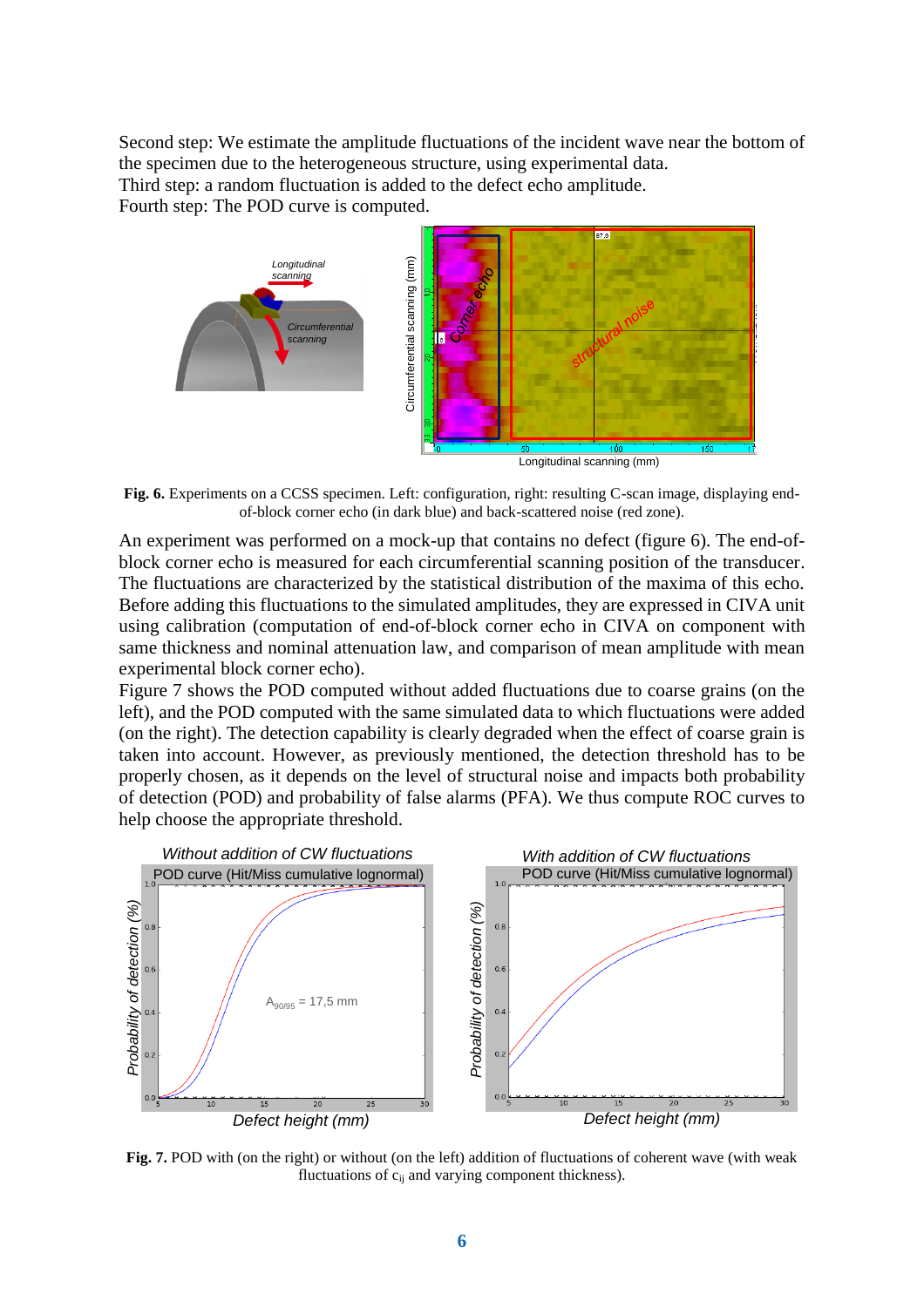Second step: We estimate the amplitude fluctuations of the incident wave near the bottom of the specimen due to the heterogeneous structure, using experimental data.
Third step: a random fluctuation is added to the defect echo amplitude.
Fourth step: The POD curve is computed.

**Fig. 6.** Experiments on a CCSS specimen. Left: configuration, right: resulting C-scan image, displaying end-of-block corner echo (in dark blue) and back-scattered noise (red zone).

An experiment was performed on a mock-up that contains no defect (figure 6). The end-of-block corner echo is measured for each circumferential scanning position of the transducer. The fluctuations are characterized by the statistical distribution of the maxima of this echo. Before adding this fluctuations to the simulated amplitudes, they are expressed in CIVA unit using calibration (computation of end-of-block corner echo in CIVA on component with same thickness and nominal attenuation law, and comparison of mean amplitude with mean experimental block corner echo).
Figure 7 shows the POD computed without added fluctuations due to coarse grains (on the left), and the POD computed with the same simulated data to which fluctuations were added (on the right). The detection capability is clearly degraded when the effect of coarse grain is taken into account. However, as previously mentioned, the detection threshold has to be properly chosen, as it depends on the level of structural noise and impacts both probability of detection (POD) and probability of false alarms (PFA). We thus compute ROC curves to help choose the appropriate threshold.

**Fig. 7.** POD with (on the right) or without (on the left) addition of fluctuations of coherent wave (with weak fluctuations of $c_{ij}$ and varying component thickness).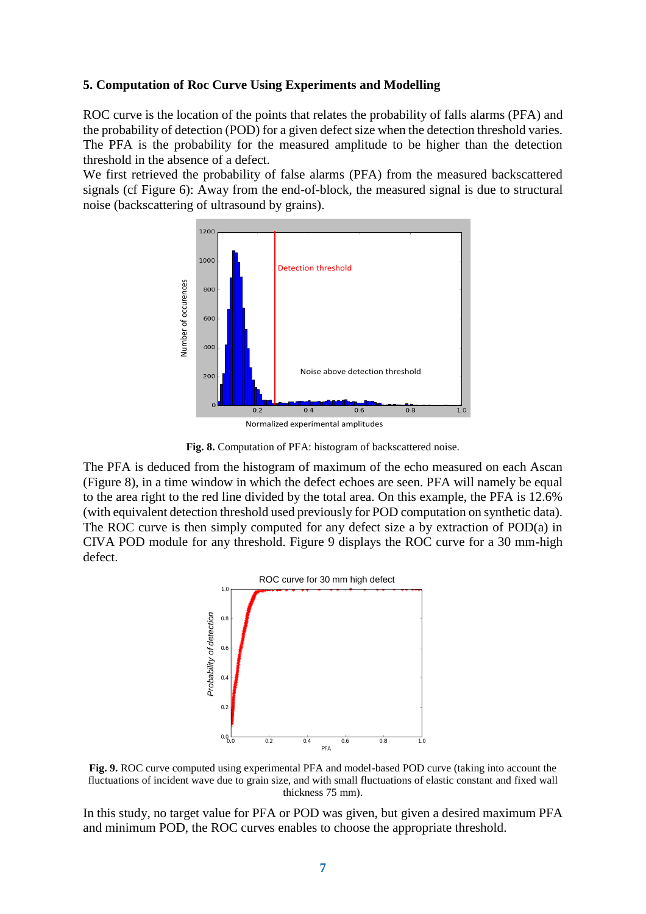## 5. Computation of Roc Curve Using Experiments and Modelling

ROC curve is the location of the points that relates the probability of falls alarms (PFA) and the probability of detection (POD) for a given defect size when the detection threshold varies. The PFA is the probability for the measured amplitude to be higher than the detection threshold in the absence of a defect.

We first retrieved the probability of false alarms (PFA) from the measured backscattered signals (cf Figure 6): Away from the end-of-block, the measured signal is due to structural noise (backscattering of ultrasound by grains).

**Fig. 8.** Computation of PFA: histogram of backscattered noise.

The PFA is deduced from the histogram of maximum of the echo measured on each Ascan (Figure 8), in a time window in which the defect echoes are seen. PFA will namely be equal to the area right to the red line divided by the total area. On this example, the PFA is 12.6% (with equivalent detection threshold used previously for POD computation on synthetic data). The ROC curve is then simply computed for any defect size a by extraction of POD(a) in CIVA POD module for any threshold. Figure 9 displays the ROC curve for a 30 mm-high defect.

**Fig. 9.** ROC curve computed using experimental PFA and model-based POD curve (taking into account the fluctuations of incident wave due to grain size, and with small fluctuations of elastic constant and fixed wall thickness 75 mm).

In this study, no target value for PFA or POD was given, but given a desired maximum PFA and minimum POD, the ROC curves enables to choose the appropriate threshold.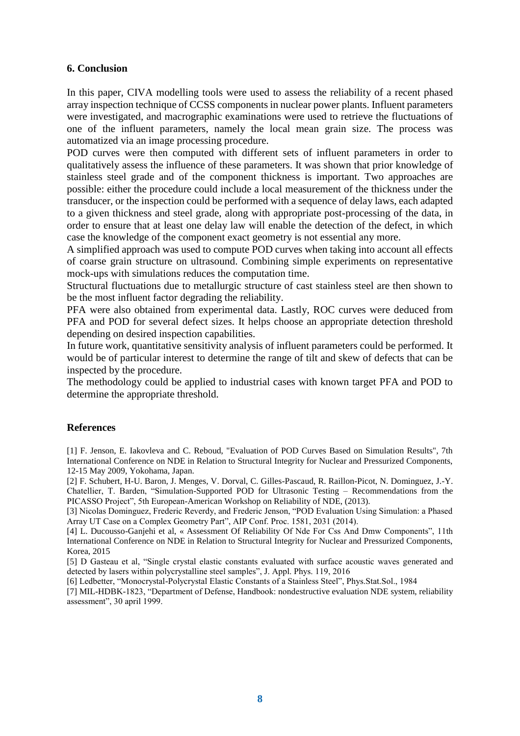## 6. Conclusion

In this paper, CIVA modelling tools were used to assess the reliability of a recent phased array inspection technique of CCSS components in nuclear power plants. Influent parameters were investigated, and macrographic examinations were used to retrieve the fluctuations of one of the influent parameters, namely the local mean grain size. The process was automatized via an image processing procedure.

POD curves were then computed with different sets of influent parameters in order to qualitatively assess the influence of these parameters. It was shown that prior knowledge of stainless steel grade and of the component thickness is important. Two approaches are possible: either the procedure could include a local measurement of the thickness under the transducer, or the inspection could be performed with a sequence of delay laws, each adapted to a given thickness and steel grade, along with appropriate post-processing of the data, in order to ensure that at least one delay law will enable the detection of the defect, in which case the knowledge of the component exact geometry is not essential any more.

A simplified approach was used to compute POD curves when taking into account all effects of coarse grain structure on ultrasound. Combining simple experiments on representative mock-ups with simulations reduces the computation time.

Structural fluctuations due to metallurgic structure of cast stainless steel are then shown to be the most influent factor degrading the reliability.

PFA were also obtained from experimental data. Lastly, ROC curves were deduced from PFA and POD for several defect sizes. It helps choose an appropriate detection threshold depending on desired inspection capabilities.

In future work, quantitative sensitivity analysis of influent parameters could be performed. It would be of particular interest to determine the range of tilt and skew of defects that can be inspected by the procedure.

The methodology could be applied to industrial cases with known target PFA and POD to determine the appropriate threshold.

## References

[1] F. Jenson, E. Iakovleva and C. Reboud, "Evaluation of POD Curves Based on Simulation Results", 7th International Conference on NDE in Relation to Structural Integrity for Nuclear and Pressurized Components, 12-15 May 2009, Yokohama, Japan.

[2] F. Schubert, H-U. Baron, J. Menges, V. Dorval, C. Gilles-Pascaud, R. Raillon-Picot, N. Dominguez, J.-Y. Chatellier, T. Barden, "Simulation-Supported POD for Ultrasonic Testing – Recommendations from the PICASSO Project", 5th European-American Workshop on Reliability of NDE, (2013).

[3] Nicolas Dominguez, Frederic Reverdy, and Frederic Jenson, "POD Evaluation Using Simulation: a Phased Array UT Case on a Complex Geometry Part", AIP Conf. Proc. 1581, 2031 (2014).

[4] L. Ducousso-Ganjehi et al, « Assessment Of Reliability Of Nde For Css And Dmw Components", 11th International Conference on NDE in Relation to Structural Integrity for Nuclear and Pressurized Components, Korea, 2015

[5] D Gasteau et al, "Single crystal elastic constants evaluated with surface acoustic waves generated and detected by lasers within polycrystalline steel samples", J. Appl. Phys. 119, 2016

[6] Ledbetter, "Monocrystal-Polycrystal Elastic Constants of a Stainless Steel", Phys.Stat.Sol., 1984

[7] MIL-HDBK-1823, "Department of Defense, Handbook: nondestructive evaluation NDE system, reliability assessment", 30 april 1999.